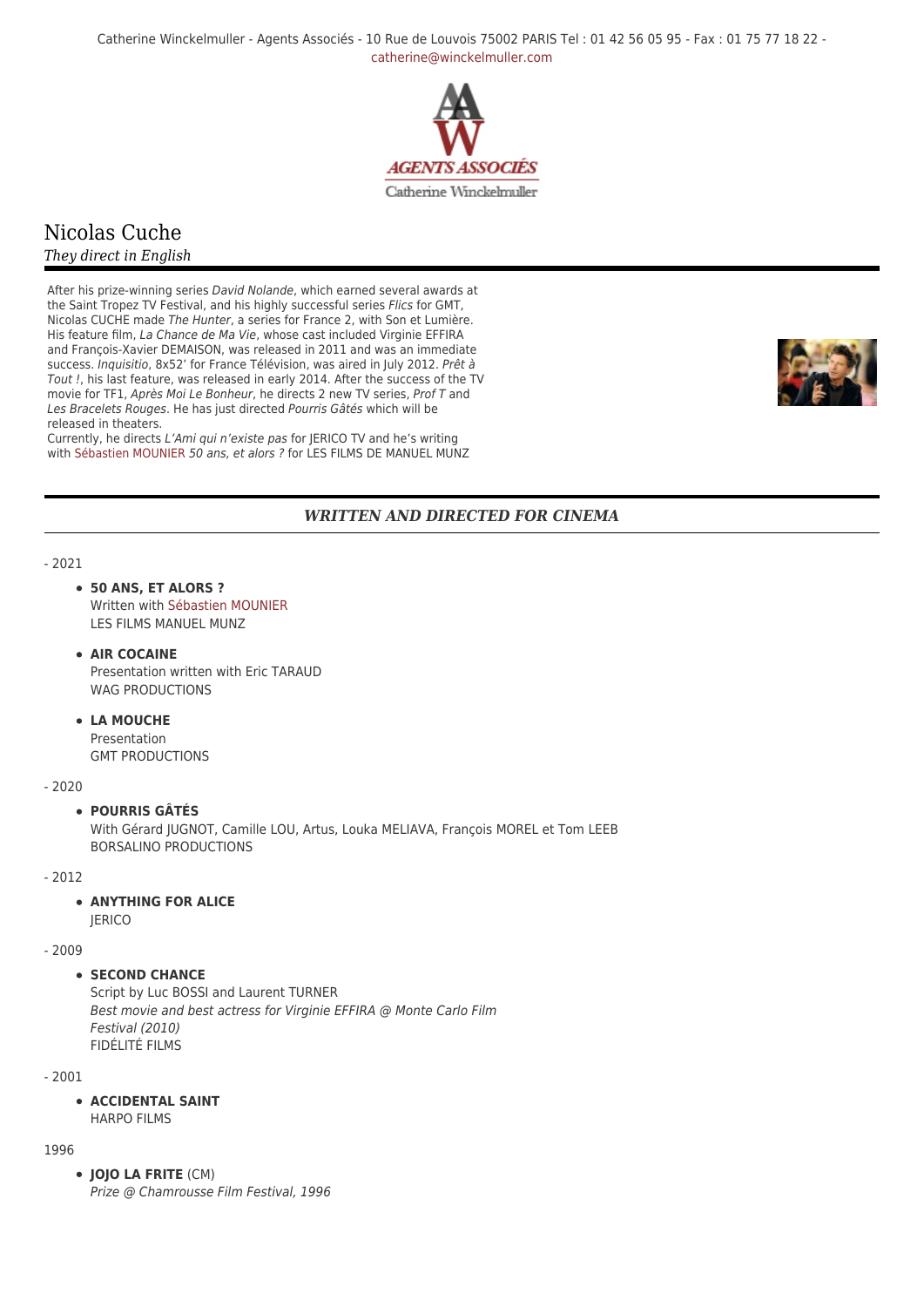Catherine Winckelmuller - Agents Associés - 10 Rue de Louvois 75002 PARIS Tel : 01 42 56 05 95 - Fax : 01 75 77 18 22 - catherine@winckelmuller.com

# Nicolas Cuche

*They direct in English*

After his prize-winning series *David Nolande*, which earned several awards at the Saint Tropez TV Festival, and his highly successful series *Flics* for GMT, Nicolas CUCHE made *The Hunter*, a series for France 2, with Son et Lumière. His feature film, *La Chance de Ma Vie*, whose cast included Virginie EFFIRA and François-Xavier DEMAISON, was released in 2011 and was an immediate success. *Inquisitio*, 8x52' for France Télévision, was aired in July 2012. *Prêt à Tout !*, his last feature, was released in early 2014. After the success of the TV movie for TF1, *Après Moi Le Bonheur*, he directs 2 new TV series, *Prof T* and *Les Bracelets Rouges*. He has just directed *Pourris Gâtés* which will be released in theaters.
Currently, he directs *L'Ami qui n'existe pas* for JERICO TV and he's writing with Sébastien MOUNIER *50 ans, et alors ?* for LES FILMS DE MANUEL MUNZ

## *WRITTEN AND DIRECTED FOR CINEMA*

- 2021

- **50 ANS, ET ALORS ?**
  Written with Sébastien MOUNIER
  LES FILMS MANUEL MUNZ
- **AIR COCAINE**
  Presentation written with Eric TARAUD
  WAG PRODUCTIONS
- **LA MOUCHE**
  Presentation
  GMT PRODUCTIONS

- 2020

- **POURRIS GÂTÉS**
  With Gérard JUGNOT, Camille LOU, Artus, Louka MELIAVA, François MOREL et Tom LEEB
  BORSALINO PRODUCTIONS

- 2012

- **ANYTHING FOR ALICE**
  JERICO

- 2009

- **SECOND CHANCE**
  Script by Luc BOSSI and Laurent TURNER
  *Best movie and best actress for Virginie EFFIRA @ Monte Carlo Film Festival (2010)*
  FIDÉLITÉ FILMS

- 2001

- **ACCIDENTAL SAINT**
  HARPO FILMS

1996

- **JOJO LA FRITE** (CM)
  *Prize @ Chamrousse Film Festival, 1996*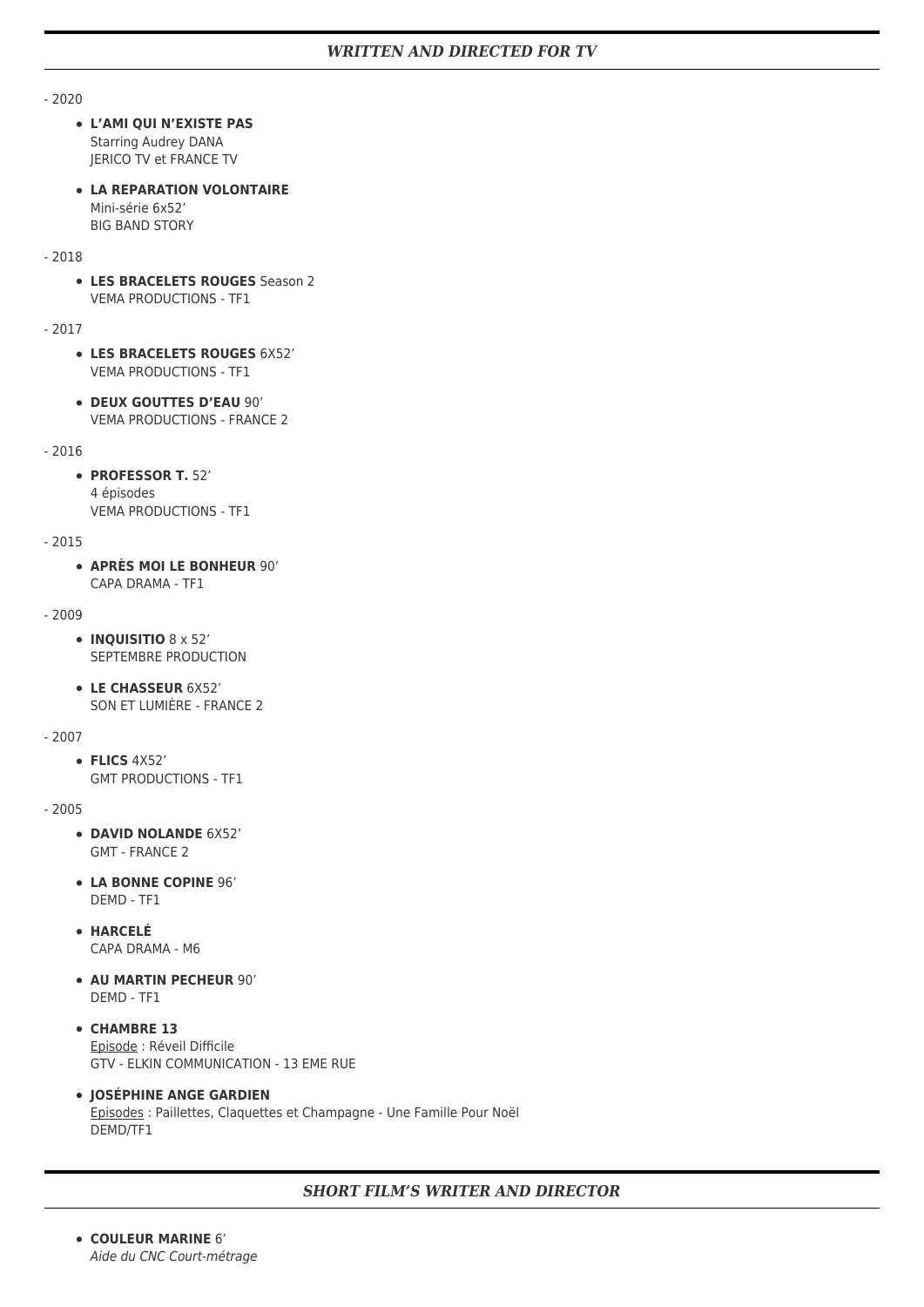## *WRITTEN AND DIRECTED FOR TV*

- 2020

- **L'AMI QUI N'EXISTE PAS**
  Starring Audrey DANA
  JERICO TV et FRANCE TV
- **LA REPARATION VOLONTAIRE**
  Mini-série 6x52'
  BIG BAND STORY

- 2018

- **LES BRACELETS ROUGES** Season 2
  VEMA PRODUCTIONS - TF1

- 2017

- **LES BRACELETS ROUGES** 6X52'
  VEMA PRODUCTIONS - TF1
- **DEUX GOUTTES D'EAU** 90'
  VEMA PRODUCTIONS - FRANCE 2

- 2016

- **PROFESSOR T.** 52'
  4 épisodes
  VEMA PRODUCTIONS - TF1

- 2015

- **APRÈS MOI LE BONHEUR** 90'
  CAPA DRAMA - TF1

- 2009

- **INQUISITIO** 8 x 52'
  SEPTEMBRE PRODUCTION
- **LE CHASSEUR** 6X52'
  SON ET LUMIÈRE - FRANCE 2

- 2007

- **FLICS** 4X52'
  GMT PRODUCTIONS - TF1

- 2005

- **DAVID NOLANDE** 6X52'
  GMT - FRANCE 2
- **LA BONNE COPINE** 96'
  DEMD - TF1
- **HARCELÉ**
  CAPA DRAMA - M6
- **AU MARTIN PECHEUR** 90'
  DEMD - TF1
- **CHAMBRE 13**
  Episode : Réveil Difficile
  GTV - ELKIN COMMUNICATION - 13 EME RUE
- **JOSÉPHINE ANGE GARDIEN**
  Episodes : Paillettes, Claquettes et Champagne - Une Famille Pour Noël
  DEMD/TF1

## *SHORT FILM'S WRITER AND DIRECTOR*

- **COULEUR MARINE** 6'
  *Aide du CNC Court-métrage*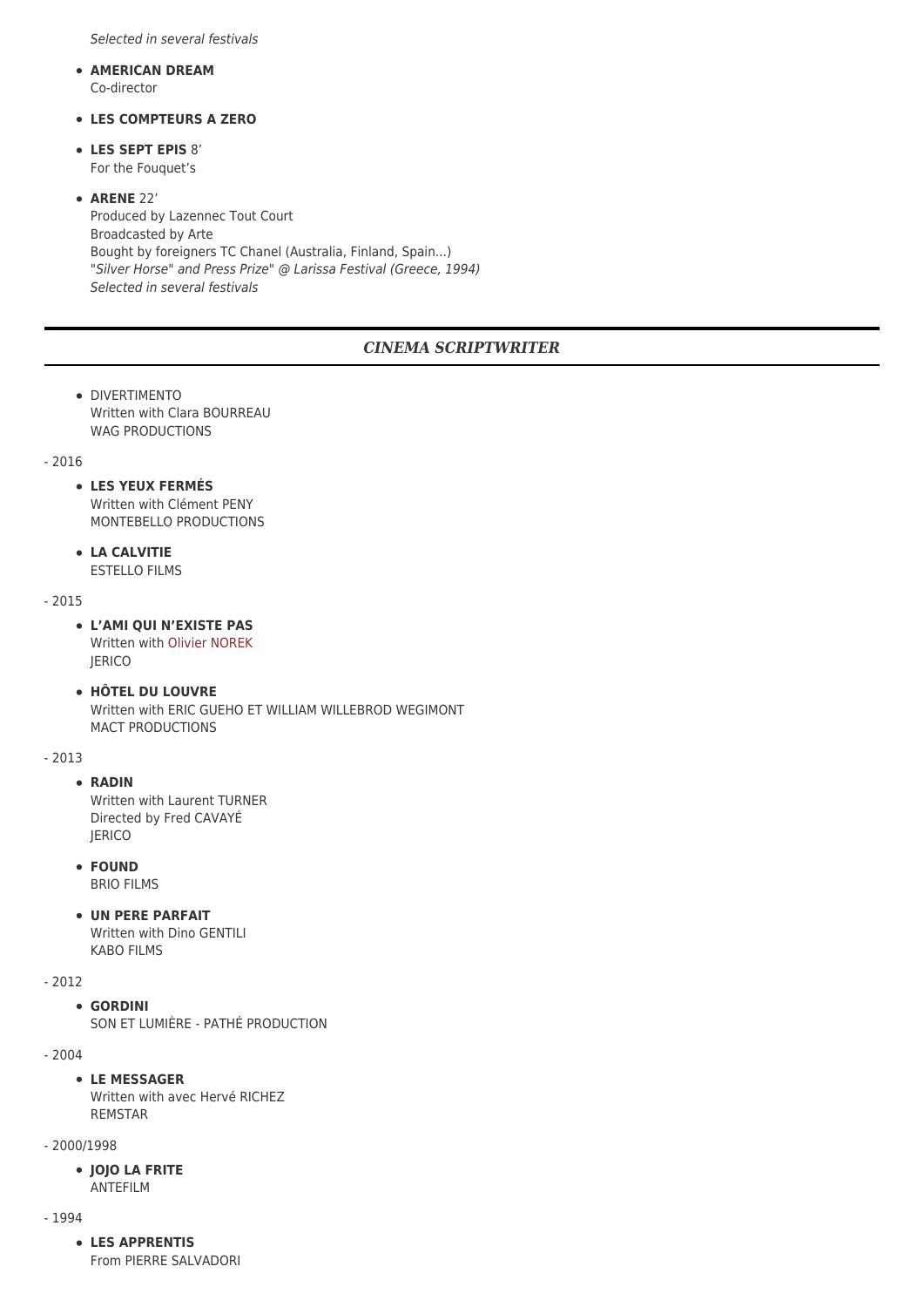*Selected in several festivals*

- **AMERICAN DREAM**
  Co-director
- **LES COMPTEURS A ZERO**
- **LES SEPT EPIS** 8'
  For the Fouquet's
- **ARENE** 22'
  Produced by Lazennec Tout Court
  Broadcasted by Arte
  Bought by foreigners TC Chanel (Australia, Finland, Spain...)
  "*Silver Horse" and Press Prize" @ Larissa Festival (Greece, 1994)*
  *Selected in several festivals*

---

## *CINEMA SCRIPTWRITER*

---

- DIVERTIMENTO
  Written with Clara BOURREAU
  WAG PRODUCTIONS

- 2016

- **LES YEUX FERMÉS**
  Written with Clément PENY
  MONTEBELLO PRODUCTIONS
- **LA CALVITIE**
  ESTELLO FILMS

- 2015

- **L'AMI QUI N'EXISTE PAS**
  Written with Olivier NOREK
  JERICO
- **HÔTEL DU LOUVRE**
  Written with ERIC GUEHO ET WILLIAM WILLEBROD WEGIMONT
  MACT PRODUCTIONS

- 2013

- **RADIN**
  Written with Laurent TURNER
  Directed by Fred CAVAYÉ
  JERICO
- **FOUND**
  BRIO FILMS
- **UN PERE PARFAIT**
  Written with Dino GENTILI
  KABO FILMS

- 2012

- **GORDINI**
  SON ET LUMIÈRE - PATHÉ PRODUCTION

- 2004

- **LE MESSAGER**
  Written with avec Hervé RICHEZ
  REMSTAR

- 2000/1998

- **JOJO LA FRITE**
  ANTEFILM

- 1994

- **LES APPRENTIS**
  From PIERRE SALVADORI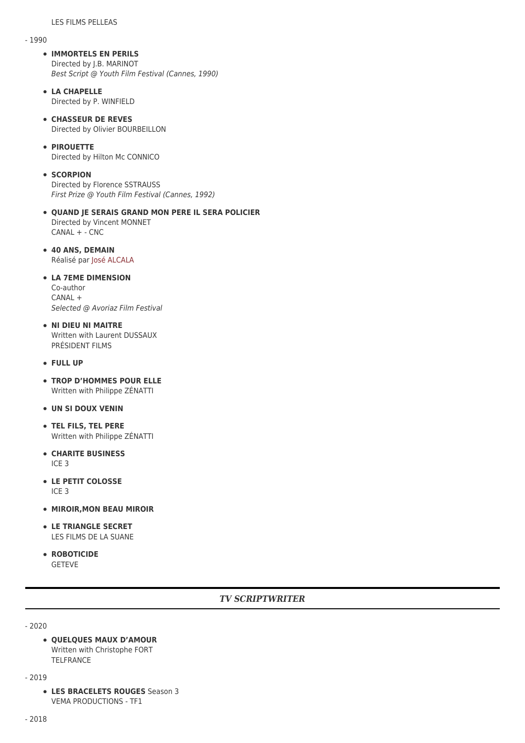LES FILMS PELLEAS

- 1990

- **IMMORTELS EN PERILS**
  Directed by J.B. MARINOT
  *Best Script @ Youth Film Festival (Cannes, 1990)*

- **LA CHAPELLE**
  Directed by P. WINFIELD

- **CHASSEUR DE REVES**
  Directed by Olivier BOURBEILLON

- **PIROUETTE**
  Directed by Hilton Mc CONNICO

- **SCORPION**
  Directed by Florence SSTRAUSS
  *First Prize @ Youth Film Festival (Cannes, 1992)*

- **QUAND JE SERAIS GRAND MON PERE IL SERA POLICIER**
  Directed by Vincent MONNET
  CANAL + - CNC

- **40 ANS, DEMAIN**
  Réalisé par José ALCALA

- **LA 7EME DIMENSION**
  Co-author
  CANAL +
  *Selected @ Avoriaz Film Festival*

- **NI DIEU NI MAITRE**
  Written with Laurent DUSSAUX
  PRÉSIDENT FILMS

- **FULL UP**

- **TROP D'HOMMES POUR ELLE**
  Written with Philippe ZÉNATTI

- **UN SI DOUX VENIN**

- **TEL FILS, TEL PERE**
  Written with Philippe ZÉNATTI

- **CHARITE BUSINESS**
  ICE 3

- **LE PETIT COLOSSE**
  ICE 3

- **MIROIR,MON BEAU MIROIR**

- **LE TRIANGLE SECRET**
  LES FILMS DE LA SUANE

- **ROBOTICIDE**
  GETEVE

## *TV SCRIPTWRITER*

- 2020

- **QUELQUES MAUX D'AMOUR**
  Written with Christophe FORT
  TELFRANCE

- 2019

- **LES BRACELETS ROUGES** Season 3
  VEMA PRODUCTIONS - TF1

- 2018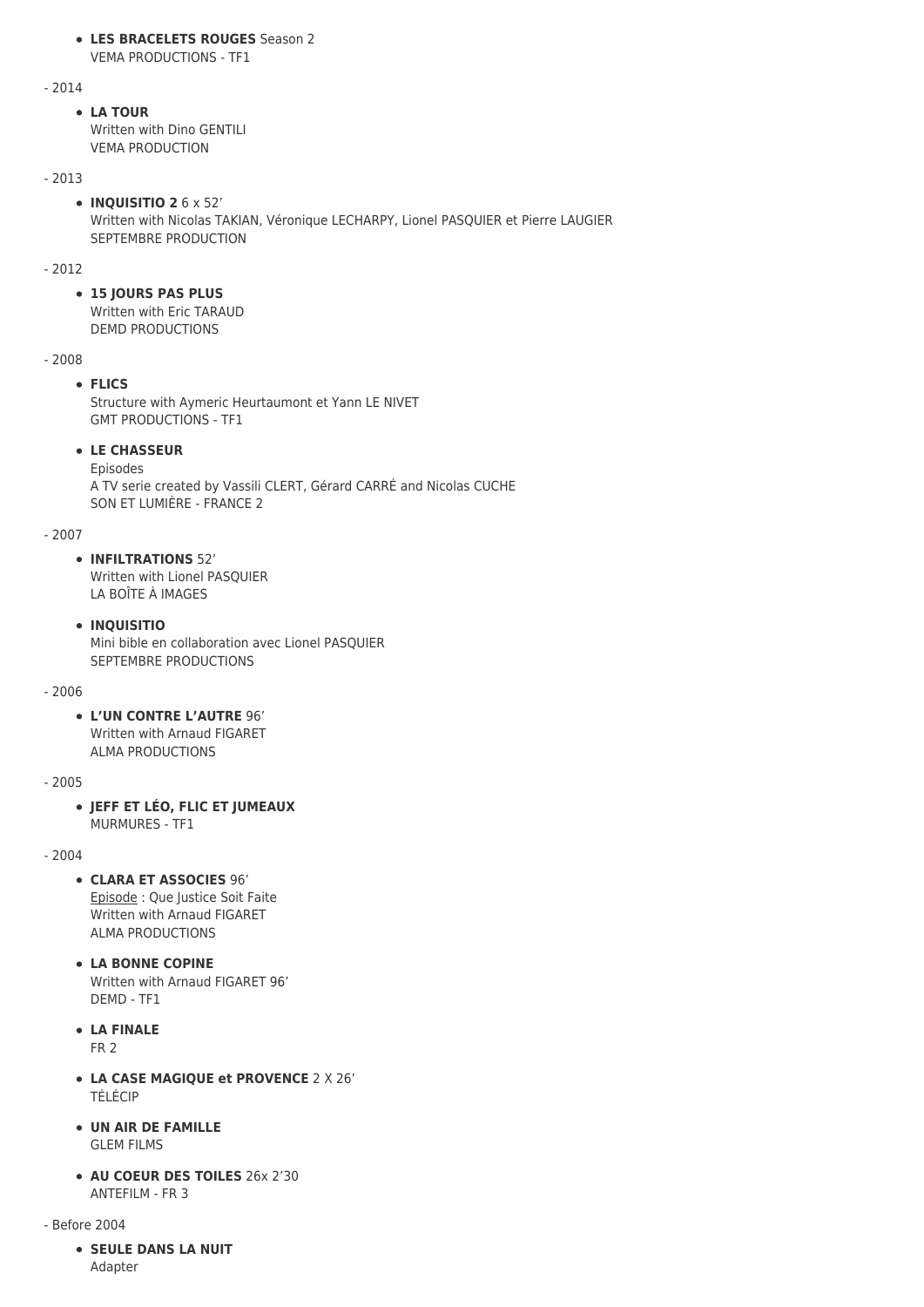- **LES BRACELETS ROUGES** Season 2
  VEMA PRODUCTIONS - TF1

\- 2014

- **LA TOUR**
  Written with Dino GENTILI
  VEMA PRODUCTION

\- 2013

- **INQUISITIO 2** 6 x 52'
  Written with Nicolas TAKIAN, Véronique LECHARPY, Lionel PASQUIER et Pierre LAUGIER
  SEPTEMBRE PRODUCTION

\- 2012

- **15 JOURS PAS PLUS**
  Written with Eric TARAUD
  DEMD PRODUCTIONS

\- 2008

- **FLICS**
  Structure with Aymeric Heurtaumont et Yann LE NIVET
  GMT PRODUCTIONS - TF1

- **LE CHASSEUR**
  Episodes
  A TV serie created by Vassili CLERT, Gérard CARRÉ and Nicolas CUCHE
  SON ET LUMIÈRE - FRANCE 2

\- 2007

- **INFILTRATIONS** 52'
  Written with Lionel PASQUIER
  LA BOÎTE À IMAGES

- **INQUISITIO**
  Mini bible en collaboration avec Lionel PASQUIER
  SEPTEMBRE PRODUCTIONS

\- 2006

- **L'UN CONTRE L'AUTRE** 96'
  Written with Arnaud FIGARET
  ALMA PRODUCTIONS

\- 2005

- **JEFF ET LÉO, FLIC ET JUMEAUX**
  MURMURES - TF1

\- 2004

- **CLARA ET ASSOCIES** 96'
  Episode : Que Justice Soit Faite
  Written with Arnaud FIGARET
  ALMA PRODUCTIONS

- **LA BONNE COPINE**
  Written with Arnaud FIGARET 96'
  DEMD - TF1

- **LA FINALE**
  FR 2

- **LA CASE MAGIQUE et PROVENCE** 2 X 26'
  TÉLÉCIP

- **UN AIR DE FAMILLE**
  GLEM FILMS

- **AU COEUR DES TOILES** 26x 2'30
  ANTEFILM - FR 3

\- Before 2004

- **SEULE DANS LA NUIT**
  Adapter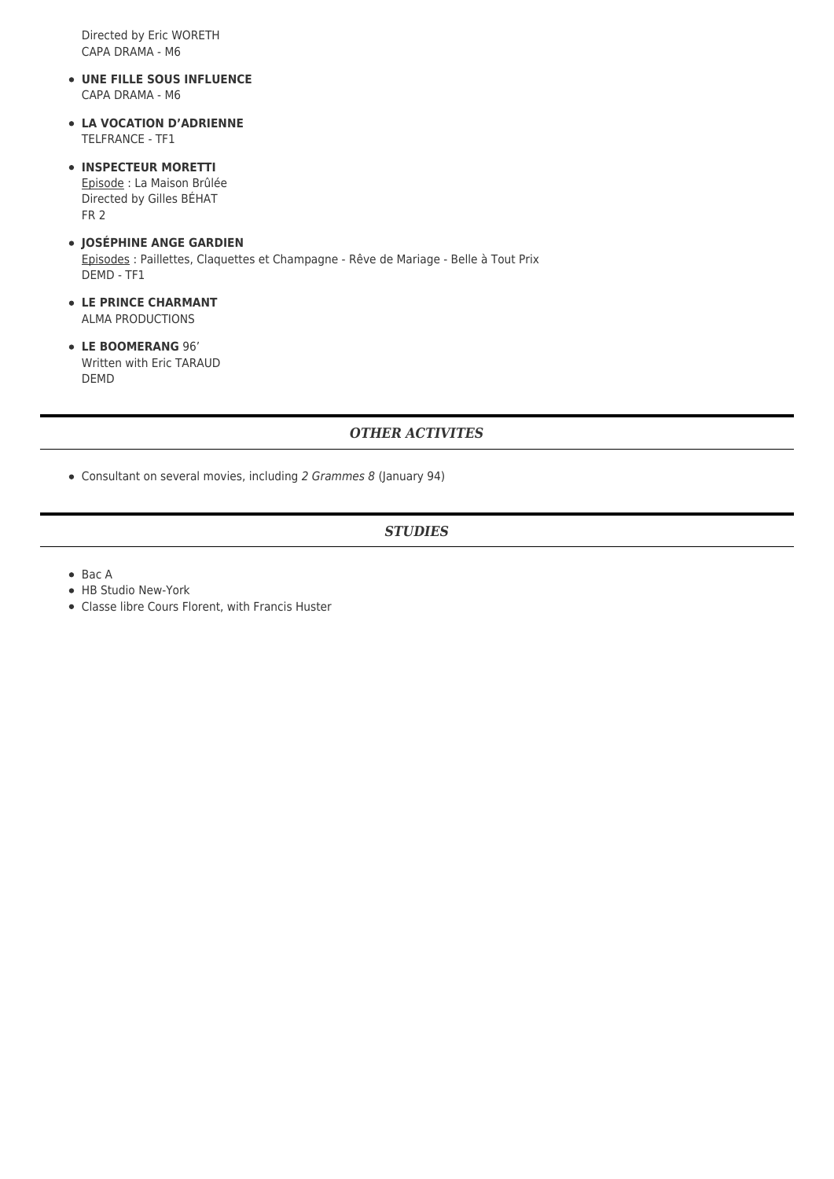Directed by Eric WORETH
CAPA DRAMA - M6

- **UNE FILLE SOUS INFLUENCE**
  CAPA DRAMA - M6
- **LA VOCATION D'ADRIENNE**
  TELFRANCE - TF1
- **INSPECTEUR MORETTI**
  Episode : La Maison Brûlée
  Directed by Gilles BÉHAT
  FR 2
- **JOSÉPHINE ANGE GARDIEN**
  Episodes : Paillettes, Claquettes et Champagne - Rêve de Mariage - Belle à Tout Prix
  DEMD - TF1
- **LE PRINCE CHARMANT**
  ALMA PRODUCTIONS
- **LE BOOMERANG** 96'
  Written with Eric TARAUD
  DEMD

## *OTHER ACTIVITES*

- Consultant on several movies, including *2 Grammes 8* (January 94)

## *STUDIES*

- Bac A
- HB Studio New-York
- Classe libre Cours Florent, with Francis Huster